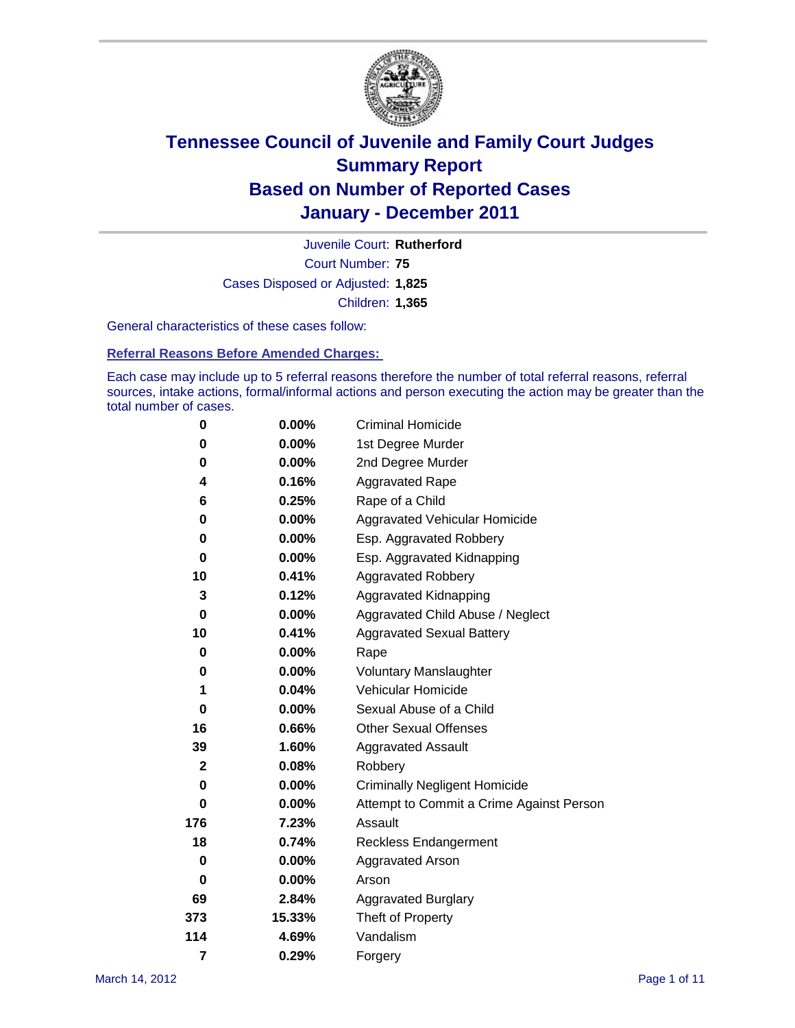# Tennessee Council of Juvenile and Family Court Judges
## Summary Report
## Based on Number of Reported Cases
## January - December 2011

Juvenile Court: **Rutherford**

Court Number: **75**

Cases Disposed or Adjusted: **1,825**

Children: **1,365**

General characteristics of these cases follow:

### Referral Reasons Before Amended Charges:

Each case may include up to 5 referral reasons therefore the number of total referral reasons, referral sources, intake actions, formal/informal actions and person executing the action may be greater than the total number of cases.

| Count | Percent | Referral Reason |
|---|---|---|
| 0 | 0.00% | Criminal Homicide |
| 0 | 0.00% | 1st Degree Murder |
| 0 | 0.00% | 2nd Degree Murder |
| 4 | 0.16% | Aggravated Rape |
| 6 | 0.25% | Rape of a Child |
| 0 | 0.00% | Aggravated Vehicular Homicide |
| 0 | 0.00% | Esp. Aggravated Robbery |
| 0 | 0.00% | Esp. Aggravated Kidnapping |
| 10 | 0.41% | Aggravated Robbery |
| 3 | 0.12% | Aggravated Kidnapping |
| 0 | 0.00% | Aggravated Child Abuse / Neglect |
| 10 | 0.41% | Aggravated Sexual Battery |
| 0 | 0.00% | Rape |
| 0 | 0.00% | Voluntary Manslaughter |
| 1 | 0.04% | Vehicular Homicide |
| 0 | 0.00% | Sexual Abuse of a Child |
| 16 | 0.66% | Other Sexual Offenses |
| 39 | 1.60% | Aggravated Assault |
| 2 | 0.08% | Robbery |
| 0 | 0.00% | Criminally Negligent Homicide |
| 0 | 0.00% | Attempt to Commit a Crime Against Person |
| 176 | 7.23% | Assault |
| 18 | 0.74% | Reckless Endangerment |
| 0 | 0.00% | Aggravated Arson |
| 0 | 0.00% | Arson |
| 69 | 2.84% | Aggravated Burglary |
| 373 | 15.33% | Theft of Property |
| 114 | 4.69% | Vandalism |
| 7 | 0.29% | Forgery |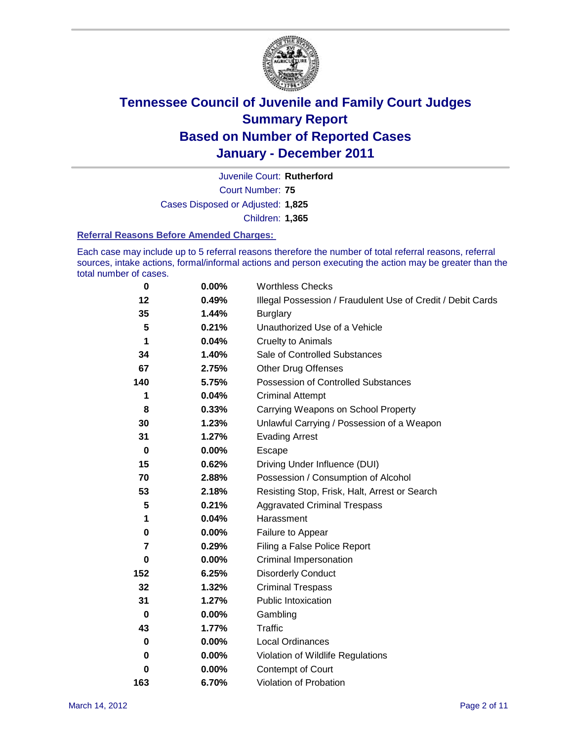# Tennessee Council of Juvenile and Family Court Judges
# Summary Report
# Based on Number of Reported Cases
# January - December 2011

Juvenile Court: **Rutherford**

Court Number: **75**

Cases Disposed or Adjusted: **1,825**

Children: **1,365**

**Referral Reasons Before Amended Charges:**

Each case may include up to 5 referral reasons therefore the number of total referral reasons, referral sources, intake actions, formal/informal actions and person executing the action may be greater than the total number of cases.

| Count | Percent | Referral Reason |
|---|---|---|
| 0 | 0.00% | Worthless Checks |
| 12 | 0.49% | Illegal Possession / Fraudulent Use of Credit / Debit Cards |
| 35 | 1.44% | Burglary |
| 5 | 0.21% | Unauthorized Use of a Vehicle |
| 1 | 0.04% | Cruelty to Animals |
| 34 | 1.40% | Sale of Controlled Substances |
| 67 | 2.75% | Other Drug Offenses |
| 140 | 5.75% | Possession of Controlled Substances |
| 1 | 0.04% | Criminal Attempt |
| 8 | 0.33% | Carrying Weapons on School Property |
| 30 | 1.23% | Unlawful Carrying / Possession of a Weapon |
| 31 | 1.27% | Evading Arrest |
| 0 | 0.00% | Escape |
| 15 | 0.62% | Driving Under Influence (DUI) |
| 70 | 2.88% | Possession / Consumption of Alcohol |
| 53 | 2.18% | Resisting Stop, Frisk, Halt, Arrest or Search |
| 5 | 0.21% | Aggravated Criminal Trespass |
| 1 | 0.04% | Harassment |
| 0 | 0.00% | Failure to Appear |
| 7 | 0.29% | Filing a False Police Report |
| 0 | 0.00% | Criminal Impersonation |
| 152 | 6.25% | Disorderly Conduct |
| 32 | 1.32% | Criminal Trespass |
| 31 | 1.27% | Public Intoxication |
| 0 | 0.00% | Gambling |
| 43 | 1.77% | Traffic |
| 0 | 0.00% | Local Ordinances |
| 0 | 0.00% | Violation of Wildlife Regulations |
| 0 | 0.00% | Contempt of Court |
| 163 | 6.70% | Violation of Probation |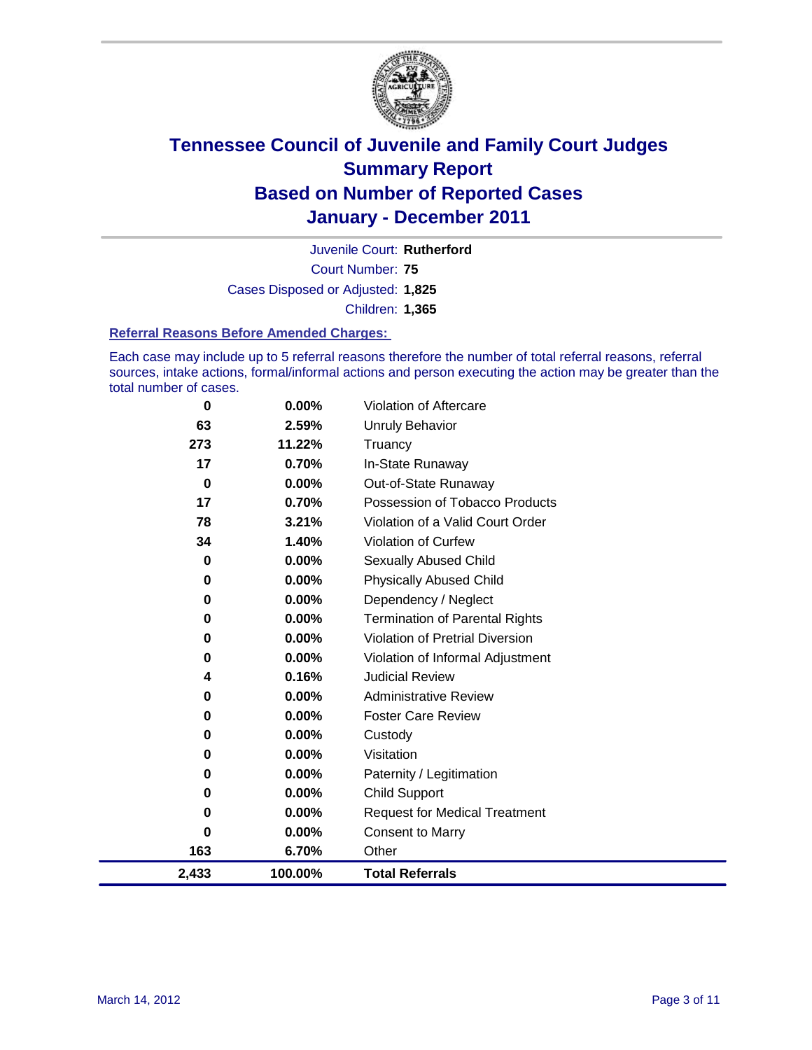# Tennessee Council of Juvenile and Family Court Judges
## Summary Report
## Based on Number of Reported Cases
## January - December 2011

Juvenile Court: **Rutherford**

Court Number: **75**

Cases Disposed or Adjusted: **1,825**

Children: **1,365**

### Referral Reasons Before Amended Charges:

Each case may include up to 5 referral reasons therefore the number of total referral reasons, referral sources, intake actions, formal/informal actions and person executing the action may be greater than the total number of cases.

| Count | Percent | Referral Reason |
|---|---|---|
| 0 | 0.00% | Violation of Aftercare |
| 63 | 2.59% | Unruly Behavior |
| 273 | 11.22% | Truancy |
| 17 | 0.70% | In-State Runaway |
| 0 | 0.00% | Out-of-State Runaway |
| 17 | 0.70% | Possession of Tobacco Products |
| 78 | 3.21% | Violation of a Valid Court Order |
| 34 | 1.40% | Violation of Curfew |
| 0 | 0.00% | Sexually Abused Child |
| 0 | 0.00% | Physically Abused Child |
| 0 | 0.00% | Dependency / Neglect |
| 0 | 0.00% | Termination of Parental Rights |
| 0 | 0.00% | Violation of Pretrial Diversion |
| 0 | 0.00% | Violation of Informal Adjustment |
| 4 | 0.16% | Judicial Review |
| 0 | 0.00% | Administrative Review |
| 0 | 0.00% | Foster Care Review |
| 0 | 0.00% | Custody |
| 0 | 0.00% | Visitation |
| 0 | 0.00% | Paternity / Legitimation |
| 0 | 0.00% | Child Support |
| 0 | 0.00% | Request for Medical Treatment |
| 0 | 0.00% | Consent to Marry |
| 163 | 6.70% | Other |
| **2,433** | **100.00%** | **Total Referrals** |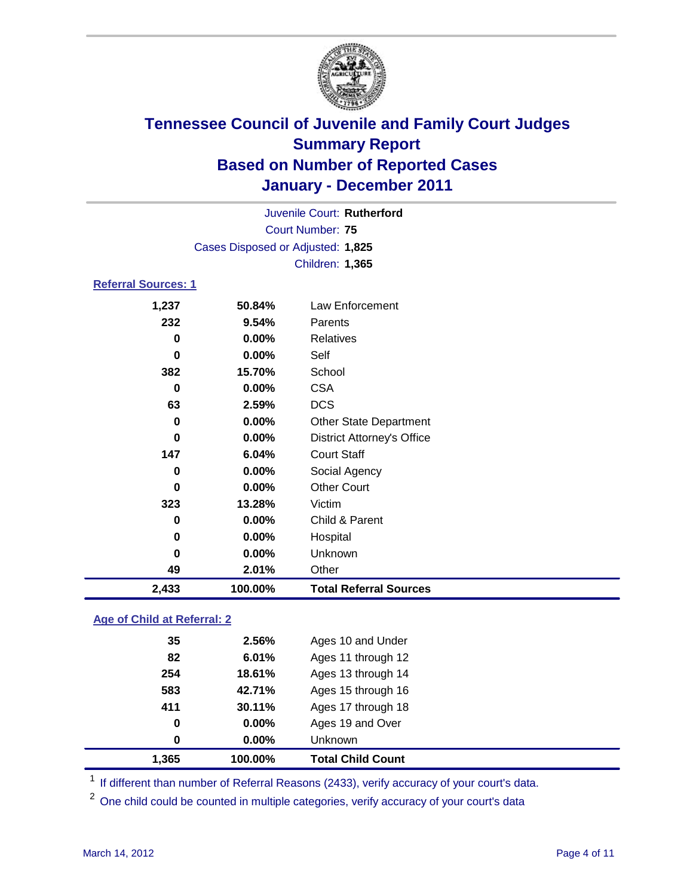# Tennessee Council of Juvenile and Family Court Judges
## Summary Report
## Based on Number of Reported Cases
## January - December 2011

Juvenile Court: **Rutherford**
Court Number: **75**
Cases Disposed or Adjusted: **1,825**
Children: **1,365**

### Referral Sources: 1

| | | |
|---|---|---|
| 1,237 | 50.84% | Law Enforcement |
| 232 | 9.54% | Parents |
| 0 | 0.00% | Relatives |
| 0 | 0.00% | Self |
| 382 | 15.70% | School |
| 0 | 0.00% | CSA |
| 63 | 2.59% | DCS |
| 0 | 0.00% | Other State Department |
| 0 | 0.00% | District Attorney's Office |
| 147 | 6.04% | Court Staff |
| 0 | 0.00% | Social Agency |
| 0 | 0.00% | Other Court |
| 323 | 13.28% | Victim |
| 0 | 0.00% | Child & Parent |
| 0 | 0.00% | Hospital |
| 0 | 0.00% | Unknown |
| 49 | 2.01% | Other |
| **2,433** | **100.00%** | **Total Referral Sources** |

### Age of Child at Referral: 2

| | | |
|---|---|---|
| 35 | 2.56% | Ages 10 and Under |
| 82 | 6.01% | Ages 11 through 12 |
| 254 | 18.61% | Ages 13 through 14 |
| 583 | 42.71% | Ages 15 through 16 |
| 411 | 30.11% | Ages 17 through 18 |
| 0 | 0.00% | Ages 19 and Over |
| 0 | 0.00% | Unknown |
| **1,365** | **100.00%** | **Total Child Count** |

[1] If different than number of Referral Reasons (2433), verify accuracy of your court's data.

[2] One child could be counted in multiple categories, verify accuracy of your court's data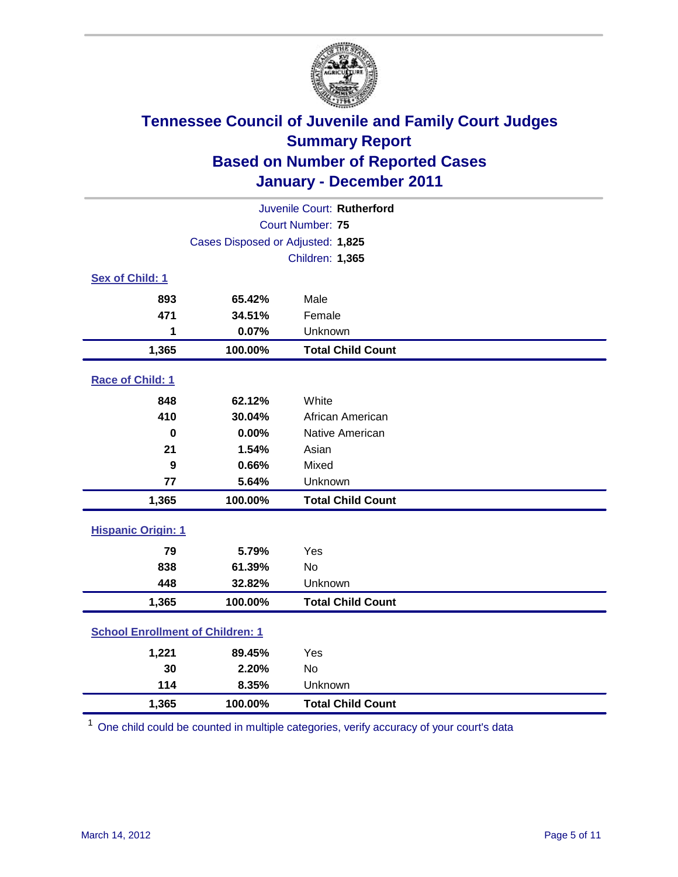# Tennessee Council of Juvenile and Family Court Judges
## Summary Report
## Based on Number of Reported Cases
## January - December 2011

Juvenile Court: **Rutherford**

Court Number: **75**

Cases Disposed or Adjusted: **1,825**

Children: **1,365**

### Sex of Child: 1

| Count | Percent | Category |
|---|---|---|
| 893 | 65.42% | Male |
| 471 | 34.51% | Female |
| 1 | 0.07% | Unknown |
| **1,365** | **100.00%** | **Total Child Count** |

### Race of Child: 1

| Count | Percent | Category |
|---|---|---|
| 848 | 62.12% | White |
| 410 | 30.04% | African American |
| 0 | 0.00% | Native American |
| 21 | 1.54% | Asian |
| 9 | 0.66% | Mixed |
| 77 | 5.64% | Unknown |
| **1,365** | **100.00%** | **Total Child Count** |

### Hispanic Origin: 1

| Count | Percent | Category |
|---|---|---|
| 79 | 5.79% | Yes |
| 838 | 61.39% | No |
| 448 | 32.82% | Unknown |
| **1,365** | **100.00%** | **Total Child Count** |

### School Enrollment of Children: 1

| Count | Percent | Category |
|---|---|---|
| 1,221 | 89.45% | Yes |
| 30 | 2.20% | No |
| 114 | 8.35% | Unknown |
| **1,365** | **100.00%** | **Total Child Count** |

[1] One child could be counted in multiple categories, verify accuracy of your court's data

March 14, 2012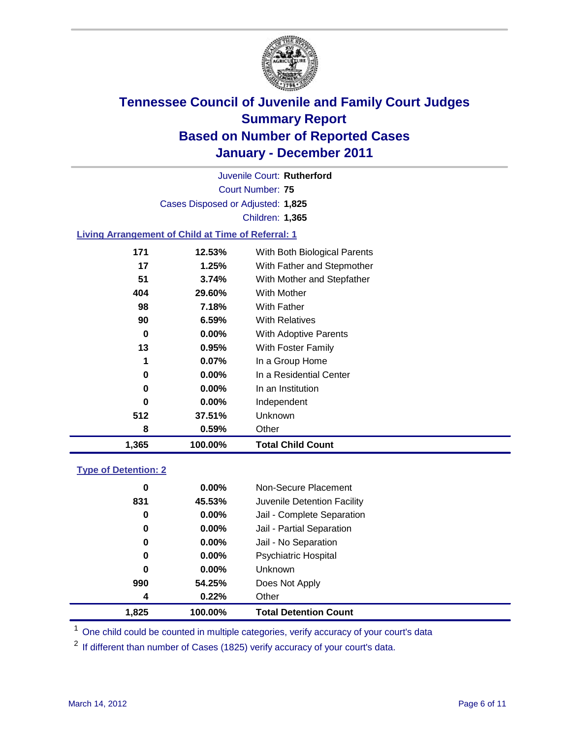# Tennessee Council of Juvenile and Family Court Judges
## Summary Report
## Based on Number of Reported Cases
## January - December 2011

Juvenile Court: **Rutherford**
Court Number: **75**
Cases Disposed or Adjusted: **1,825**
Children: **1,365**

### Living Arrangement of Child at Time of Referral: 1

| Count | Percent | Category |
|---|---|---|
| 171 | 12.53% | With Both Biological Parents |
| 17 | 1.25% | With Father and Stepmother |
| 51 | 3.74% | With Mother and Stepfather |
| 404 | 29.60% | With Mother |
| 98 | 7.18% | With Father |
| 90 | 6.59% | With Relatives |
| 0 | 0.00% | With Adoptive Parents |
| 13 | 0.95% | With Foster Family |
| 1 | 0.07% | In a Group Home |
| 0 | 0.00% | In a Residential Center |
| 0 | 0.00% | In an Institution |
| 0 | 0.00% | Independent |
| 512 | 37.51% | Unknown |
| 8 | 0.59% | Other |
| **1,365** | **100.00%** | **Total Child Count** |

### Type of Detention: 2

| Count | Percent | Category |
|---|---|---|
| 0 | 0.00% | Non-Secure Placement |
| 831 | 45.53% | Juvenile Detention Facility |
| 0 | 0.00% | Jail - Complete Separation |
| 0 | 0.00% | Jail - Partial Separation |
| 0 | 0.00% | Jail - No Separation |
| 0 | 0.00% | Psychiatric Hospital |
| 0 | 0.00% | Unknown |
| 990 | 54.25% | Does Not Apply |
| 4 | 0.22% | Other |
| **1,825** | **100.00%** | **Total Detention Count** |

[1] One child could be counted in multiple categories, verify accuracy of your court's data

[2] If different than number of Cases (1825) verify accuracy of your court's data.

March 14, 2012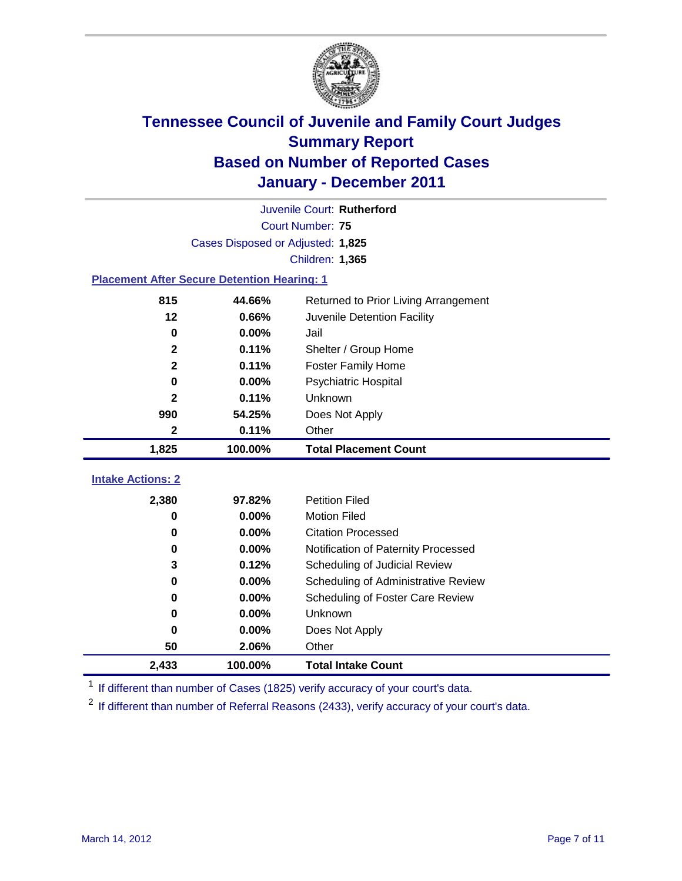# Tennessee Council of Juvenile and Family Court Judges
## Summary Report
## Based on Number of Reported Cases
## January - December 2011

Juvenile Court: **Rutherford**

Court Number: **75**

Cases Disposed or Adjusted: **1,825**

Children: **1,365**

### Placement After Secure Detention Hearing: 1

| Count | Percent | Placement |
|---|---|---|
| 815 | 44.66% | Returned to Prior Living Arrangement |
| 12 | 0.66% | Juvenile Detention Facility |
| 0 | 0.00% | Jail |
| 2 | 0.11% | Shelter / Group Home |
| 2 | 0.11% | Foster Family Home |
| 0 | 0.00% | Psychiatric Hospital |
| 2 | 0.11% | Unknown |
| 990 | 54.25% | Does Not Apply |
| 2 | 0.11% | Other |
| **1,825** | **100.00%** | **Total Placement Count** |

### Intake Actions: 2

| Count | Percent | Intake Action |
|---|---|---|
| 2,380 | 97.82% | Petition Filed |
| 0 | 0.00% | Motion Filed |
| 0 | 0.00% | Citation Processed |
| 0 | 0.00% | Notification of Paternity Processed |
| 3 | 0.12% | Scheduling of Judicial Review |
| 0 | 0.00% | Scheduling of Administrative Review |
| 0 | 0.00% | Scheduling of Foster Care Review |
| 0 | 0.00% | Unknown |
| 0 | 0.00% | Does Not Apply |
| 50 | 2.06% | Other |
| **2,433** | **100.00%** | **Total Intake Count** |

[1] If different than number of Cases (1825) verify accuracy of your court's data.

[2] If different than number of Referral Reasons (2433), verify accuracy of your court's data.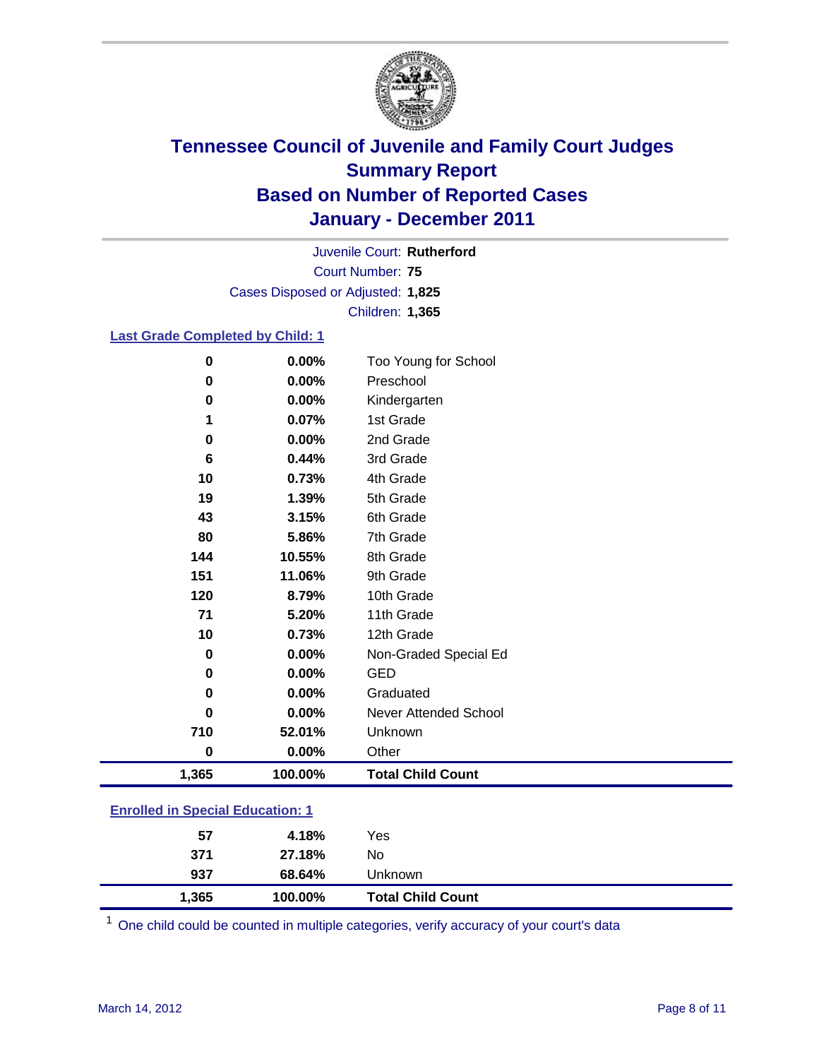# Tennessee Council of Juvenile and Family Court Judges
## Summary Report
## Based on Number of Reported Cases
## January - December 2011

Juvenile Court: **Rutherford**

Court Number: **75**

Cases Disposed or Adjusted: **1,825**

Children: **1,365**

### Last Grade Completed by Child: 1

| Count | Percent | Category |
|---|---|---|
| 0 | 0.00% | Too Young for School |
| 0 | 0.00% | Preschool |
| 0 | 0.00% | Kindergarten |
| 1 | 0.07% | 1st Grade |
| 0 | 0.00% | 2nd Grade |
| 6 | 0.44% | 3rd Grade |
| 10 | 0.73% | 4th Grade |
| 19 | 1.39% | 5th Grade |
| 43 | 3.15% | 6th Grade |
| 80 | 5.86% | 7th Grade |
| 144 | 10.55% | 8th Grade |
| 151 | 11.06% | 9th Grade |
| 120 | 8.79% | 10th Grade |
| 71 | 5.20% | 11th Grade |
| 10 | 0.73% | 12th Grade |
| 0 | 0.00% | Non-Graded Special Ed |
| 0 | 0.00% | GED |
| 0 | 0.00% | Graduated |
| 0 | 0.00% | Never Attended School |
| 710 | 52.01% | Unknown |
| 0 | 0.00% | Other |
| **1,365** | **100.00%** | **Total Child Count** |

### Enrolled in Special Education: 1

| Count | Percent | Category |
|---|---|---|
| 57 | 4.18% | Yes |
| 371 | 27.18% | No |
| 937 | 68.64% | Unknown |
| **1,365** | **100.00%** | **Total Child Count** |

[1] One child could be counted in multiple categories, verify accuracy of your court's data

March 14, 2012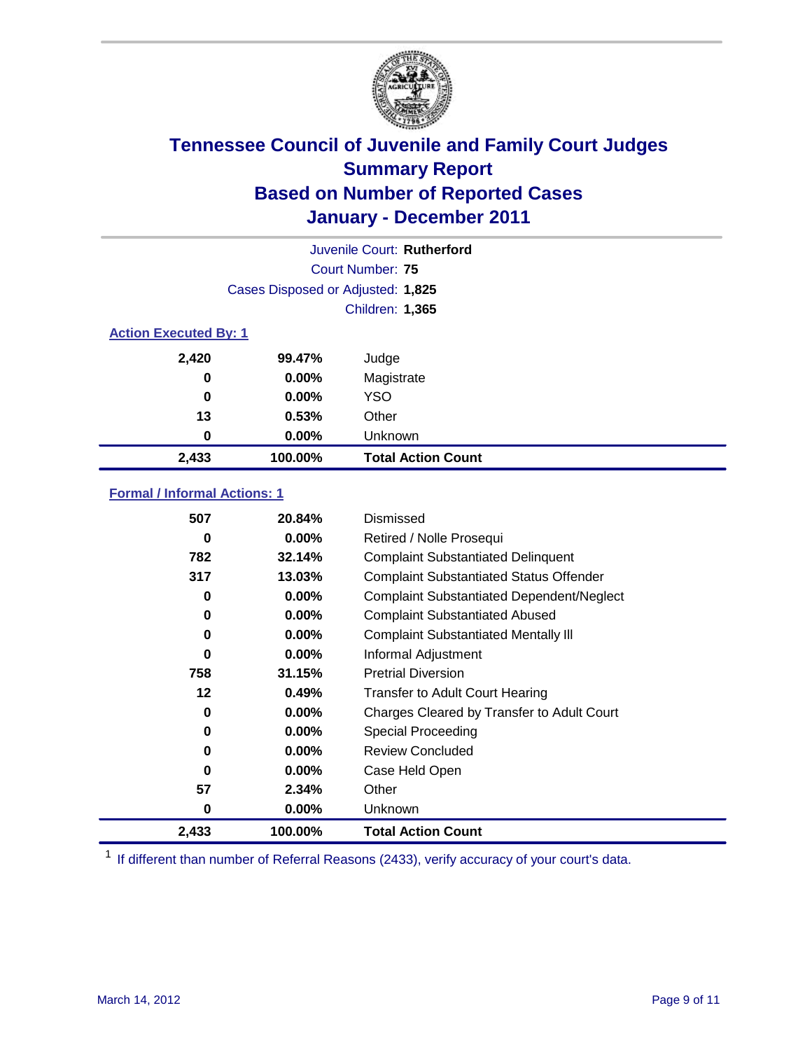# Tennessee Council of Juvenile and Family Court Judges
## Summary Report
## Based on Number of Reported Cases
## January - December 2011

Juvenile Court: **Rutherford**
Court Number: **75**
Cases Disposed or Adjusted: **1,825**
Children: **1,365**

### Action Executed By: 1

| | | |
|---|---|---|
| 2,420 | 99.47% | Judge |
| 0 | 0.00% | Magistrate |
| 0 | 0.00% | YSO |
| 13 | 0.53% | Other |
| 0 | 0.00% | Unknown |
| **2,433** | **100.00%** | **Total Action Count** |

### Formal / Informal Actions: 1

| | | |
|---|---|---|
| 507 | 20.84% | Dismissed |
| 0 | 0.00% | Retired / Nolle Prosequi |
| 782 | 32.14% | Complaint Substantiated Delinquent |
| 317 | 13.03% | Complaint Substantiated Status Offender |
| 0 | 0.00% | Complaint Substantiated Dependent/Neglect |
| 0 | 0.00% | Complaint Substantiated Abused |
| 0 | 0.00% | Complaint Substantiated Mentally Ill |
| 0 | 0.00% | Informal Adjustment |
| 758 | 31.15% | Pretrial Diversion |
| 12 | 0.49% | Transfer to Adult Court Hearing |
| 0 | 0.00% | Charges Cleared by Transfer to Adult Court |
| 0 | 0.00% | Special Proceeding |
| 0 | 0.00% | Review Concluded |
| 0 | 0.00% | Case Held Open |
| 57 | 2.34% | Other |
| 0 | 0.00% | Unknown |
| **2,433** | **100.00%** | **Total Action Count** |

[1] If different than number of Referral Reasons (2433), verify accuracy of your court's data.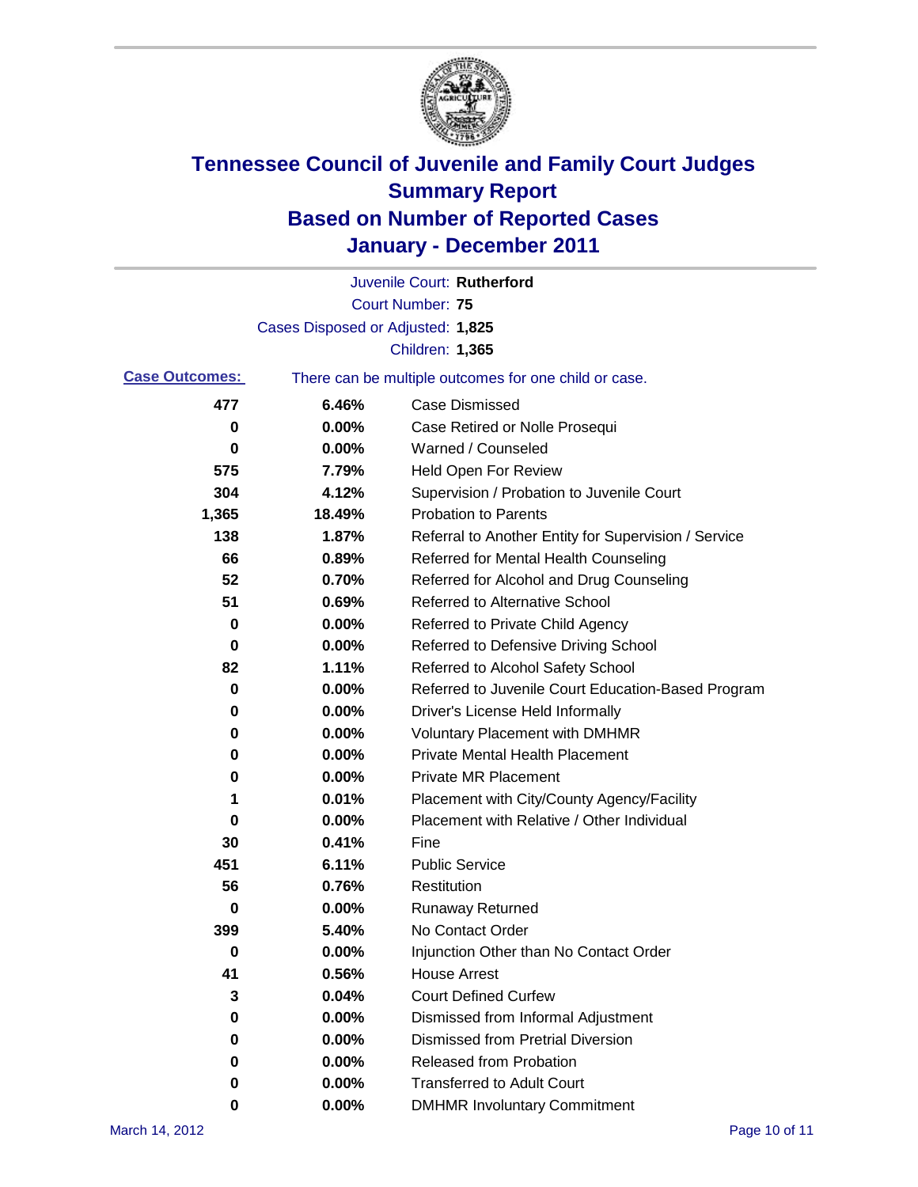# Tennessee Council of Juvenile and Family Court Judges
## Summary Report
## Based on Number of Reported Cases
## January - December 2011

Juvenile Court: **Rutherford**

Court Number: **75**

Cases Disposed or Adjusted: **1,825**

Children: **1,365**

**Case Outcomes:** There can be multiple outcomes for one child or case.

| Count | Percent | Outcome |
|---|---|---|
| 477 | 6.46% | Case Dismissed |
| 0 | 0.00% | Case Retired or Nolle Prosequi |
| 0 | 0.00% | Warned / Counseled |
| 575 | 7.79% | Held Open For Review |
| 304 | 4.12% | Supervision / Probation to Juvenile Court |
| 1,365 | 18.49% | Probation to Parents |
| 138 | 1.87% | Referral to Another Entity for Supervision / Service |
| 66 | 0.89% | Referred for Mental Health Counseling |
| 52 | 0.70% | Referred for Alcohol and Drug Counseling |
| 51 | 0.69% | Referred to Alternative School |
| 0 | 0.00% | Referred to Private Child Agency |
| 0 | 0.00% | Referred to Defensive Driving School |
| 82 | 1.11% | Referred to Alcohol Safety School |
| 0 | 0.00% | Referred to Juvenile Court Education-Based Program |
| 0 | 0.00% | Driver's License Held Informally |
| 0 | 0.00% | Voluntary Placement with DMHMR |
| 0 | 0.00% | Private Mental Health Placement |
| 0 | 0.00% | Private MR Placement |
| 1 | 0.01% | Placement with City/County Agency/Facility |
| 0 | 0.00% | Placement with Relative / Other Individual |
| 30 | 0.41% | Fine |
| 451 | 6.11% | Public Service |
| 56 | 0.76% | Restitution |
| 0 | 0.00% | Runaway Returned |
| 399 | 5.40% | No Contact Order |
| 0 | 0.00% | Injunction Other than No Contact Order |
| 41 | 0.56% | House Arrest |
| 3 | 0.04% | Court Defined Curfew |
| 0 | 0.00% | Dismissed from Informal Adjustment |
| 0 | 0.00% | Dismissed from Pretrial Diversion |
| 0 | 0.00% | Released from Probation |
| 0 | 0.00% | Transferred to Adult Court |
| 0 | 0.00% | DMHMR Involuntary Commitment |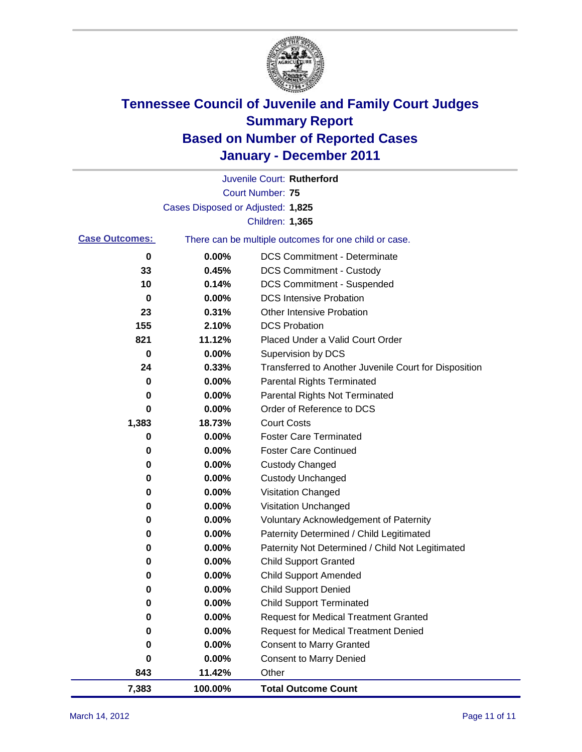# Tennessee Council of Juvenile and Family Court Judges
## Summary Report
## Based on Number of Reported Cases
## January - December 2011

Juvenile Court: **Rutherford**

Court Number: **75**

Cases Disposed or Adjusted: **1,825**

Children: **1,365**

**Case Outcomes:** There can be multiple outcomes for one child or case.

| | | |
|---|---|---|
| 0 | 0.00% | DCS Commitment - Determinate |
| 33 | 0.45% | DCS Commitment - Custody |
| 10 | 0.14% | DCS Commitment - Suspended |
| 0 | 0.00% | DCS Intensive Probation |
| 23 | 0.31% | Other Intensive Probation |
| 155 | 2.10% | DCS Probation |
| 821 | 11.12% | Placed Under a Valid Court Order |
| 0 | 0.00% | Supervision by DCS |
| 24 | 0.33% | Transferred to Another Juvenile Court for Disposition |
| 0 | 0.00% | Parental Rights Terminated |
| 0 | 0.00% | Parental Rights Not Terminated |
| 0 | 0.00% | Order of Reference to DCS |
| 1,383 | 18.73% | Court Costs |
| 0 | 0.00% | Foster Care Terminated |
| 0 | 0.00% | Foster Care Continued |
| 0 | 0.00% | Custody Changed |
| 0 | 0.00% | Custody Unchanged |
| 0 | 0.00% | Visitation Changed |
| 0 | 0.00% | Visitation Unchanged |
| 0 | 0.00% | Voluntary Acknowledgement of Paternity |
| 0 | 0.00% | Paternity Determined / Child Legitimated |
| 0 | 0.00% | Paternity Not Determined / Child Not Legitimated |
| 0 | 0.00% | Child Support Granted |
| 0 | 0.00% | Child Support Amended |
| 0 | 0.00% | Child Support Denied |
| 0 | 0.00% | Child Support Terminated |
| 0 | 0.00% | Request for Medical Treatment Granted |
| 0 | 0.00% | Request for Medical Treatment Denied |
| 0 | 0.00% | Consent to Marry Granted |
| 0 | 0.00% | Consent to Marry Denied |
| 843 | 11.42% | Other |
| **7,383** | **100.00%** | **Total Outcome Count** |